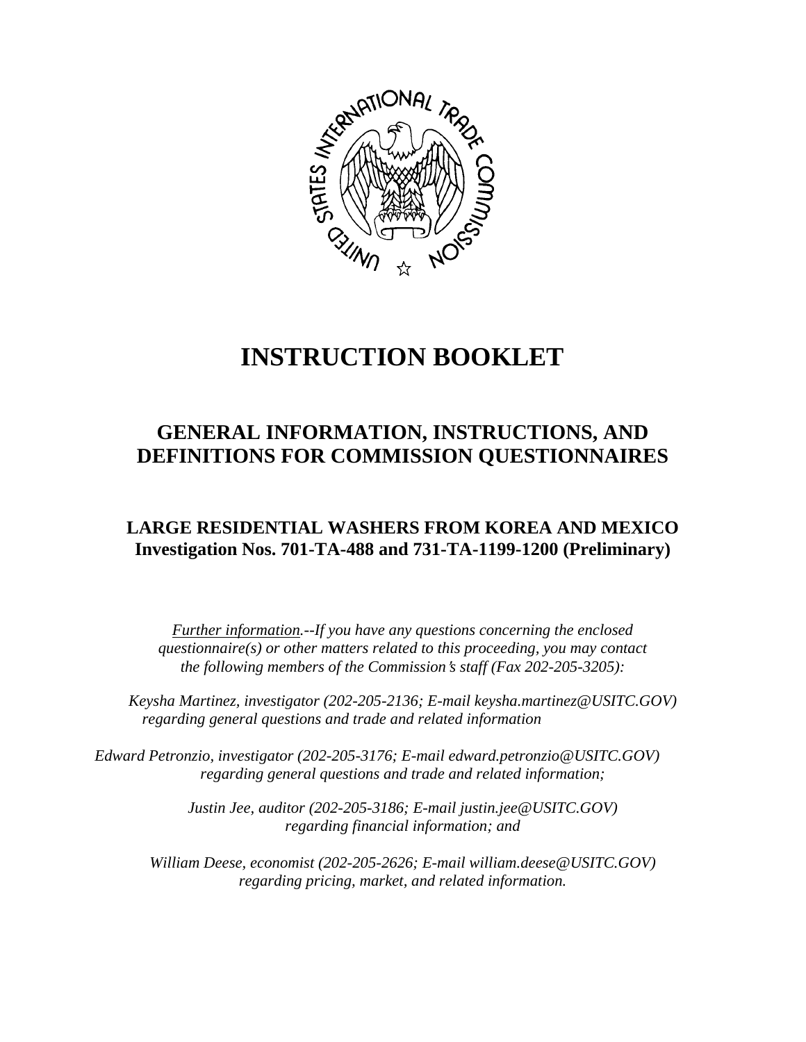# INSTRUCTION BOOKLET

## GENERAL INFORMATION, INSTRUCTIONS, AND DEFINITIONS FOR COMMISSION QUESTIONNAIRES

### LARGE RESIDENTIAL WASHERS FROM KOREA AND MEXICO
### Investigation Nos. 701-TA-488 and 731-TA-1199-1200 (Preliminary)

*Further information.--If you have any questions concerning the enclosed questionnaire(s) or other matters related to this proceeding, you may contact the following members of the Commission's staff (Fax 202-205-3205):*

*Keysha Martinez, investigator (202-205-2136; E-mail keysha.martinez@USITC.GOV) regarding general questions and trade and related information*

*Edward Petronzio, investigator (202-205-3176; E-mail edward.petronzio@USITC.GOV) regarding general questions and trade and related information;*

*Justin Jee, auditor (202-205-3186; E-mail justin.jee@USITC.GOV) regarding financial information; and*

*William Deese, economist (202-205-2626; E-mail william.deese@USITC.GOV) regarding pricing, market, and related information.*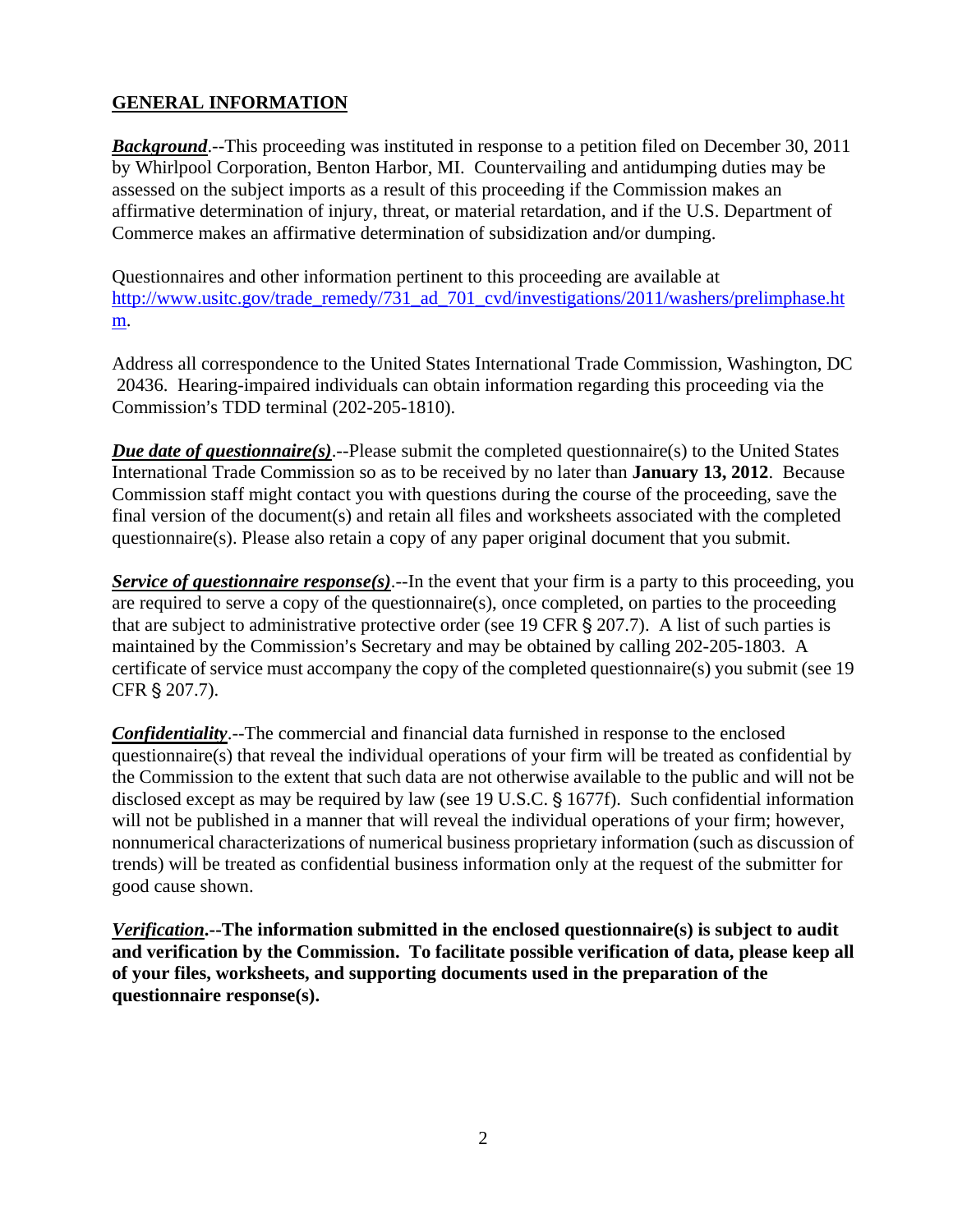## GENERAL INFORMATION

***Background***.--This proceeding was instituted in response to a petition filed on December 30, 2011 by Whirlpool Corporation, Benton Harbor, MI. Countervailing and antidumping duties may be assessed on the subject imports as a result of this proceeding if the Commission makes an affirmative determination of injury, threat, or material retardation, and if the U.S. Department of Commerce makes an affirmative determination of subsidization and/or dumping.

Questionnaires and other information pertinent to this proceeding are available at http://www.usitc.gov/trade_remedy/731_ad_701_cvd/investigations/2011/washers/prelimphase.htm.

Address all correspondence to the United States International Trade Commission, Washington, DC 20436. Hearing-impaired individuals can obtain information regarding this proceeding via the Commission's TDD terminal (202-205-1810).

***Due date of questionnaire(s)***.--Please submit the completed questionnaire(s) to the United States International Trade Commission so as to be received by no later than **January 13, 2012**. Because Commission staff might contact you with questions during the course of the proceeding, save the final version of the document(s) and retain all files and worksheets associated with the completed questionnaire(s). Please also retain a copy of any paper original document that you submit.

***Service of questionnaire response(s)***.--In the event that your firm is a party to this proceeding, you are required to serve a copy of the questionnaire(s), once completed, on parties to the proceeding that are subject to administrative protective order (see 19 CFR § 207.7). A list of such parties is maintained by the Commission's Secretary and may be obtained by calling 202-205-1803. A certificate of service must accompany the copy of the completed questionnaire(s) you submit (see 19 CFR § 207.7).

***Confidentiality***.--The commercial and financial data furnished in response to the enclosed questionnaire(s) that reveal the individual operations of your firm will be treated as confidential by the Commission to the extent that such data are not otherwise available to the public and will not be disclosed except as may be required by law (see 19 U.S.C. § 1677f). Such confidential information will not be published in a manner that will reveal the individual operations of your firm; however, nonnumerical characterizations of numerical business proprietary information (such as discussion of trends) will be treated as confidential business information only at the request of the submitter for good cause shown.

***Verification*.--The information submitted in the enclosed questionnaire(s) is subject to audit and verification by the Commission. To facilitate possible verification of data, please keep all of your files, worksheets, and supporting documents used in the preparation of the questionnaire response(s).**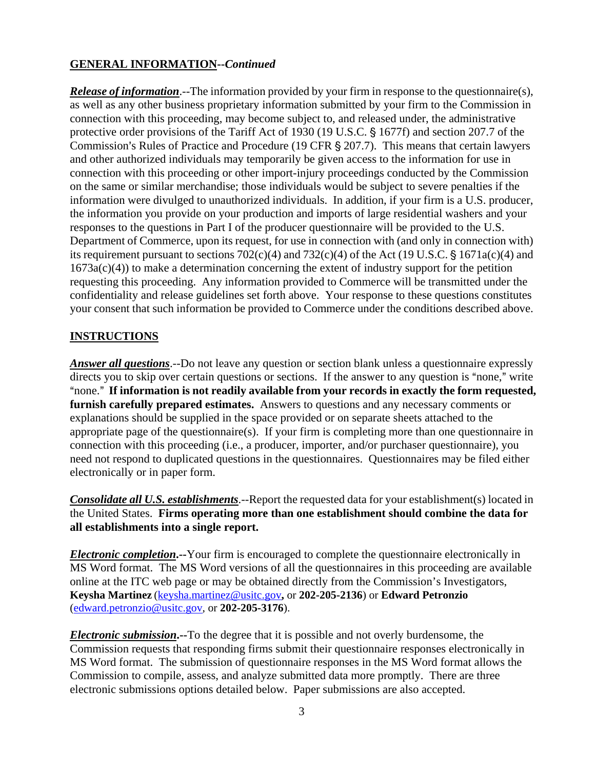**GENERAL INFORMATION--*Continued***

***Release of information***.--The information provided by your firm in response to the questionnaire(s), as well as any other business proprietary information submitted by your firm to the Commission in connection with this proceeding, may become subject to, and released under, the administrative protective order provisions of the Tariff Act of 1930 (19 U.S.C. § 1677f) and section 207.7 of the Commission's Rules of Practice and Procedure (19 CFR § 207.7). This means that certain lawyers and other authorized individuals may temporarily be given access to the information for use in connection with this proceeding or other import-injury proceedings conducted by the Commission on the same or similar merchandise; those individuals would be subject to severe penalties if the information were divulged to unauthorized individuals. In addition, if your firm is a U.S. producer, the information you provide on your production and imports of large residential washers and your responses to the questions in Part I of the producer questionnaire will be provided to the U.S. Department of Commerce, upon its request, for use in connection with (and only in connection with) its requirement pursuant to sections 702(c)(4) and 732(c)(4) of the Act (19 U.S.C. § 1671a(c)(4) and 1673a(c)(4)) to make a determination concerning the extent of industry support for the petition requesting this proceeding. Any information provided to Commerce will be transmitted under the confidentiality and release guidelines set forth above. Your response to these questions constitutes your consent that such information be provided to Commerce under the conditions described above.

**INSTRUCTIONS**

***Answer all questions***.--Do not leave any question or section blank unless a questionnaire expressly directs you to skip over certain questions or sections. If the answer to any question is "none," write "none." **If information is not readily available from your records in exactly the form requested, furnish carefully prepared estimates.** Answers to questions and any necessary comments or explanations should be supplied in the space provided or on separate sheets attached to the appropriate page of the questionnaire(s). If your firm is completing more than one questionnaire in connection with this proceeding (i.e., a producer, importer, and/or purchaser questionnaire), you need not respond to duplicated questions in the questionnaires. Questionnaires may be filed either electronically or in paper form.

***Consolidate all U.S. establishments***.--Report the requested data for your establishment(s) located in the United States. **Firms operating more than one establishment should combine the data for all establishments into a single report.**

***Electronic completion*.--**Your firm is encouraged to complete the questionnaire electronically in MS Word format. The MS Word versions of all the questionnaires in this proceeding are available online at the ITC web page or may be obtained directly from the Commission's Investigators, **Keysha Martinez** (keysha.martinez@usitc.gov**,** or **202-205-2136**) or **Edward Petronzio** (edward.petronzio@usitc.gov, or **202-205-3176**).

***Electronic submission*.--**To the degree that it is possible and not overly burdensome, the Commission requests that responding firms submit their questionnaire responses electronically in MS Word format. The submission of questionnaire responses in the MS Word format allows the Commission to compile, assess, and analyze submitted data more promptly. There are three electronic submissions options detailed below. Paper submissions are also accepted.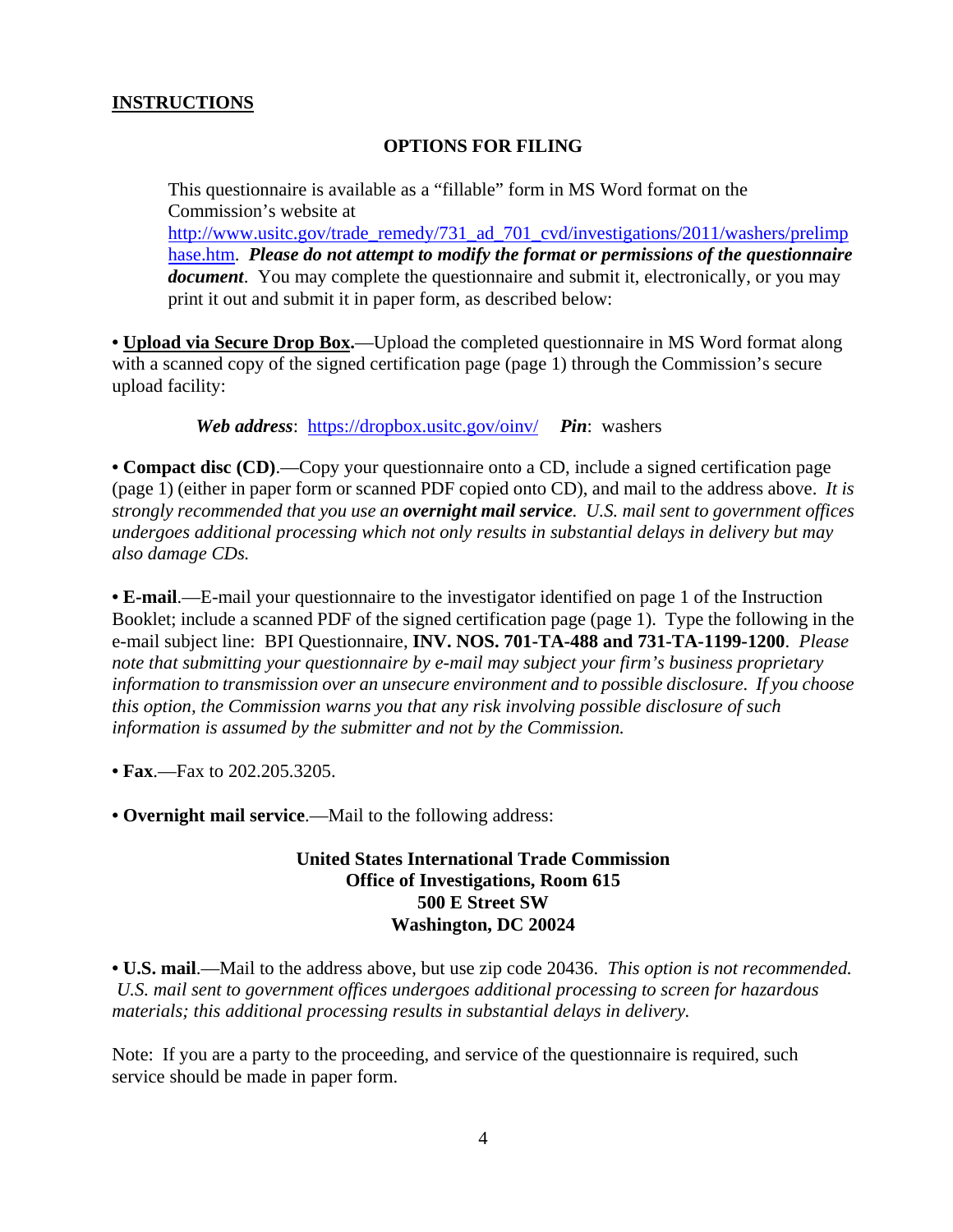**INSTRUCTIONS**

**OPTIONS FOR FILING**

This questionnaire is available as a "fillable" form in MS Word format on the Commission's website at http://www.usitc.gov/trade_remedy/731_ad_701_cvd/investigations/2011/washers/prelimphase.htm. ***Please do not attempt to modify the format or permissions of the questionnaire document***. You may complete the questionnaire and submit it, electronically, or you may print it out and submit it in paper form, as described below:

• **Upload via Secure Drop Box.**—Upload the completed questionnaire in MS Word format along with a scanned copy of the signed certification page (page 1) through the Commission's secure upload facility:

***Web address***: https://dropbox.usitc.gov/oinv/ ***Pin***: washers

• **Compact disc (CD)**.—Copy your questionnaire onto a CD, include a signed certification page (page 1) (either in paper form or scanned PDF copied onto CD), and mail to the address above. *It is strongly recommended that you use an **overnight mail service**. U.S. mail sent to government offices undergoes additional processing which not only results in substantial delays in delivery but may also damage CDs.*

• **E-mail**.—E-mail your questionnaire to the investigator identified on page 1 of the Instruction Booklet; include a scanned PDF of the signed certification page (page 1). Type the following in the e-mail subject line: BPI Questionnaire, **INV. NOS. 701-TA-488 and 731-TA-1199-1200**. *Please note that submitting your questionnaire by e-mail may subject your firm's business proprietary information to transmission over an unsecure environment and to possible disclosure. If you choose this option, the Commission warns you that any risk involving possible disclosure of such information is assumed by the submitter and not by the Commission.*

• **Fax**.—Fax to 202.205.3205.

• **Overnight mail service**.—Mail to the following address:

**United States International Trade Commission**
**Office of Investigations, Room 615**
**500 E Street SW**
**Washington, DC 20024**

• **U.S. mail**.—Mail to the address above, but use zip code 20436. *This option is not recommended. U.S. mail sent to government offices undergoes additional processing to screen for hazardous materials; this additional processing results in substantial delays in delivery.*

Note: If you are a party to the proceeding, and service of the questionnaire is required, such service should be made in paper form.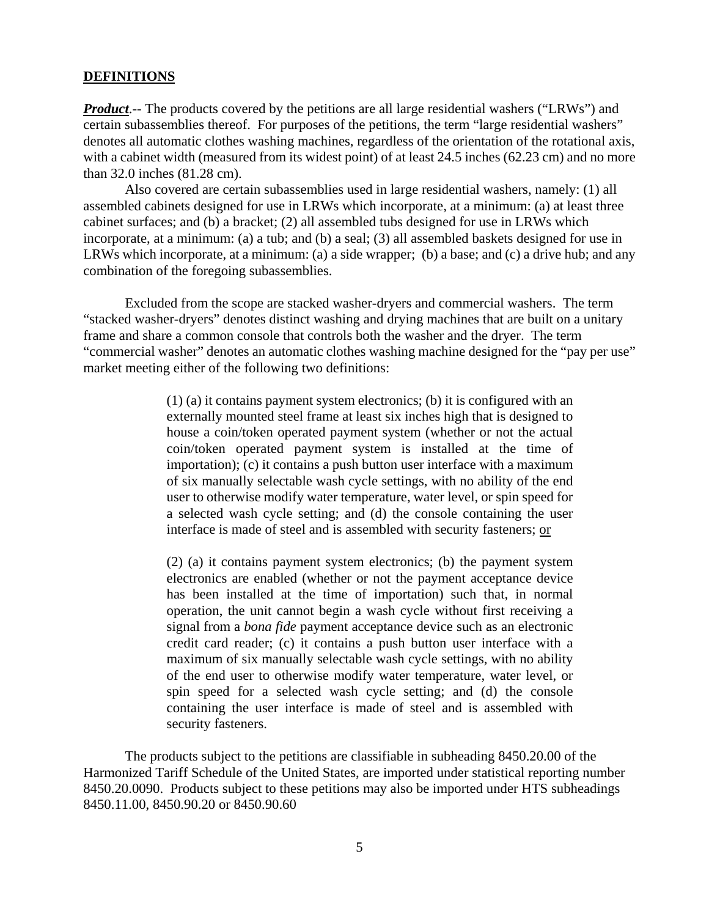## DEFINITIONS

***Product***.-- The products covered by the petitions are all large residential washers ("LRWs") and certain subassemblies thereof. For purposes of the petitions, the term "large residential washers" denotes all automatic clothes washing machines, regardless of the orientation of the rotational axis, with a cabinet width (measured from its widest point) of at least 24.5 inches (62.23 cm) and no more than 32.0 inches (81.28 cm).

Also covered are certain subassemblies used in large residential washers, namely: (1) all assembled cabinets designed for use in LRWs which incorporate, at a minimum: (a) at least three cabinet surfaces; and (b) a bracket; (2) all assembled tubs designed for use in LRWs which incorporate, at a minimum: (a) a tub; and (b) a seal; (3) all assembled baskets designed for use in LRWs which incorporate, at a minimum: (a) a side wrapper; (b) a base; and (c) a drive hub; and any combination of the foregoing subassemblies.

Excluded from the scope are stacked washer-dryers and commercial washers. The term "stacked washer-dryers" denotes distinct washing and drying machines that are built on a unitary frame and share a common console that controls both the washer and the dryer. The term "commercial washer" denotes an automatic clothes washing machine designed for the "pay per use" market meeting either of the following two definitions:

> (1) (a) it contains payment system electronics; (b) it is configured with an externally mounted steel frame at least six inches high that is designed to house a coin/token operated payment system (whether or not the actual coin/token operated payment system is installed at the time of importation); (c) it contains a push button user interface with a maximum of six manually selectable wash cycle settings, with no ability of the end user to otherwise modify water temperature, water level, or spin speed for a selected wash cycle setting; and (d) the console containing the user interface is made of steel and is assembled with security fasteners; <u>or</u>
>
> (2) (a) it contains payment system electronics; (b) the payment system electronics are enabled (whether or not the payment acceptance device has been installed at the time of importation) such that, in normal operation, the unit cannot begin a wash cycle without first receiving a signal from a *bona fide* payment acceptance device such as an electronic credit card reader; (c) it contains a push button user interface with a maximum of six manually selectable wash cycle settings, with no ability of the end user to otherwise modify water temperature, water level, or spin speed for a selected wash cycle setting; and (d) the console containing the user interface is made of steel and is assembled with security fasteners.

The products subject to the petitions are classifiable in subheading 8450.20.00 of the Harmonized Tariff Schedule of the United States, are imported under statistical reporting number 8450.20.0090. Products subject to these petitions may also be imported under HTS subheadings 8450.11.00, 8450.90.20 or 8450.90.60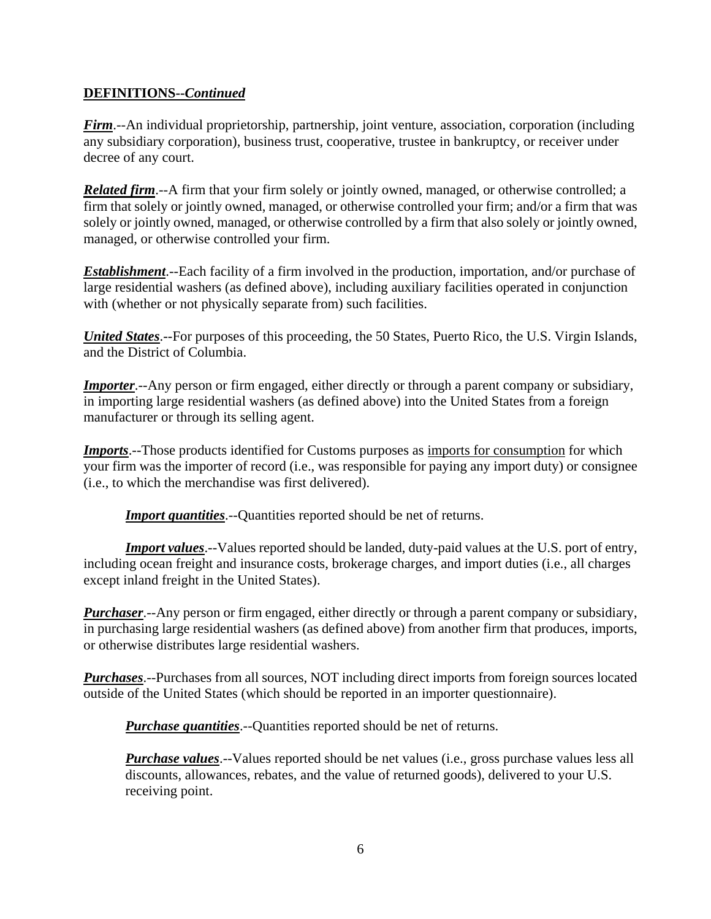**DEFINITIONS--*Continued***

***Firm***.--An individual proprietorship, partnership, joint venture, association, corporation (including any subsidiary corporation), business trust, cooperative, trustee in bankruptcy, or receiver under decree of any court.

***Related firm***.--A firm that your firm solely or jointly owned, managed, or otherwise controlled; a firm that solely or jointly owned, managed, or otherwise controlled your firm; and/or a firm that was solely or jointly owned, managed, or otherwise controlled by a firm that also solely or jointly owned, managed, or otherwise controlled your firm.

***Establishment***.--Each facility of a firm involved in the production, importation, and/or purchase of large residential washers (as defined above), including auxiliary facilities operated in conjunction with (whether or not physically separate from) such facilities.

***United States***.--For purposes of this proceeding, the 50 States, Puerto Rico, the U.S. Virgin Islands, and the District of Columbia.

***Importer***.--Any person or firm engaged, either directly or through a parent company or subsidiary, in importing large residential washers (as defined above) into the United States from a foreign manufacturer or through its selling agent.

***Imports***.--Those products identified for Customs purposes as imports for consumption for which your firm was the importer of record (i.e., was responsible for paying any import duty) or consignee (i.e., to which the merchandise was first delivered).

> ***Import quantities***.--Quantities reported should be net of returns.

> ***Import values***.--Values reported should be landed, duty-paid values at the U.S. port of entry, including ocean freight and insurance costs, brokerage charges, and import duties (i.e., all charges except inland freight in the United States).

***Purchaser***.--Any person or firm engaged, either directly or through a parent company or subsidiary, in purchasing large residential washers (as defined above) from another firm that produces, imports, or otherwise distributes large residential washers.

***Purchases***.--Purchases from all sources, NOT including direct imports from foreign sources located outside of the United States (which should be reported in an importer questionnaire).

> ***Purchase quantities***.--Quantities reported should be net of returns.

> ***Purchase values***.--Values reported should be net values (i.e., gross purchase values less all discounts, allowances, rebates, and the value of returned goods), delivered to your U.S. receiving point.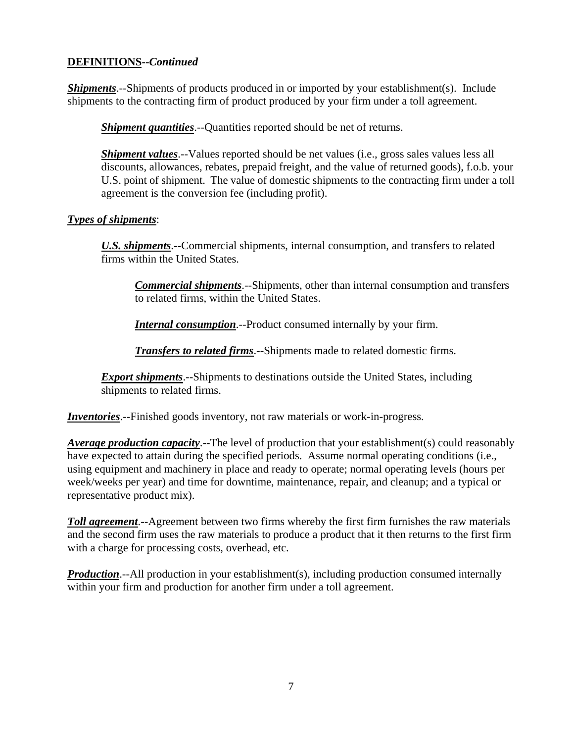**DEFINITIONS--*Continued***

***Shipments***.--Shipments of products produced in or imported by your establishment(s). Include shipments to the contracting firm of product produced by your firm under a toll agreement.

> ***Shipment quantities***.--Quantities reported should be net of returns.
>
> ***Shipment values***.--Values reported should be net values (i.e., gross sales values less all discounts, allowances, rebates, prepaid freight, and the value of returned goods), f.o.b. your U.S. point of shipment. The value of domestic shipments to the contracting firm under a toll agreement is the conversion fee (including profit).

***Types of shipments***:

> ***U.S. shipments***.--Commercial shipments, internal consumption, and transfers to related firms within the United States.
>
> > ***Commercial shipments***.--Shipments, other than internal consumption and transfers to related firms, within the United States.
> >
> > ***Internal consumption***.--Product consumed internally by your firm.
> >
> > ***Transfers to related firms***.--Shipments made to related domestic firms.
>
> ***Export shipments***.--Shipments to destinations outside the United States, including shipments to related firms.

***Inventories***.--Finished goods inventory, not raw materials or work-in-progress.

***Average production capacity***.--The level of production that your establishment(s) could reasonably have expected to attain during the specified periods. Assume normal operating conditions (i.e., using equipment and machinery in place and ready to operate; normal operating levels (hours per week/weeks per year) and time for downtime, maintenance, repair, and cleanup; and a typical or representative product mix).

***Toll agreement***.--Agreement between two firms whereby the first firm furnishes the raw materials and the second firm uses the raw materials to produce a product that it then returns to the first firm with a charge for processing costs, overhead, etc.

***Production***.--All production in your establishment(s), including production consumed internally within your firm and production for another firm under a toll agreement.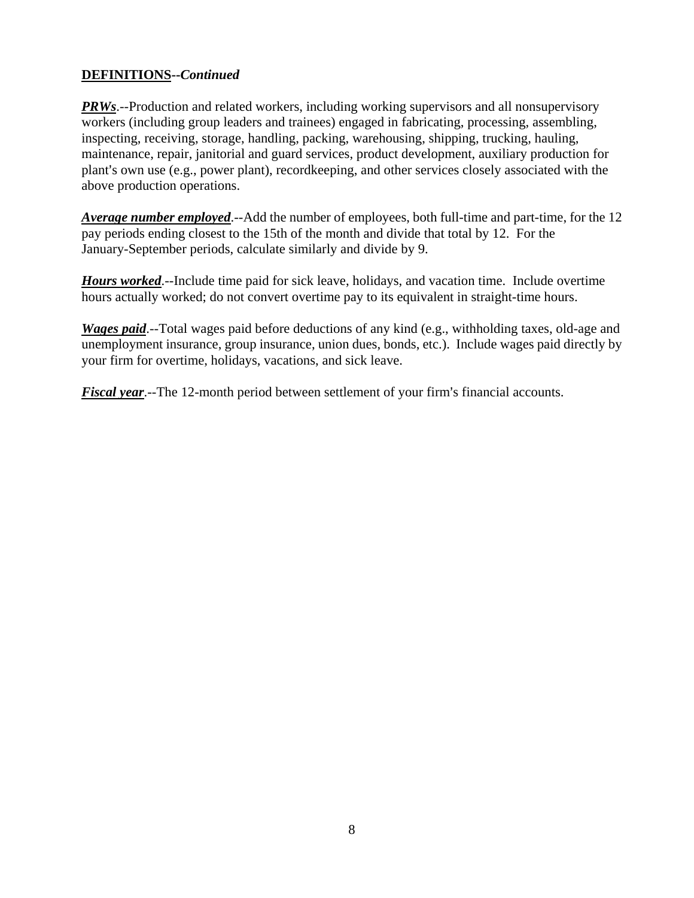**DEFINITIONS--*Continued***

***PRWs***.--Production and related workers, including working supervisors and all nonsupervisory workers (including group leaders and trainees) engaged in fabricating, processing, assembling, inspecting, receiving, storage, handling, packing, warehousing, shipping, trucking, hauling, maintenance, repair, janitorial and guard services, product development, auxiliary production for plant's own use (e.g., power plant), recordkeeping, and other services closely associated with the above production operations.

***Average number employed***.--Add the number of employees, both full-time and part-time, for the 12 pay periods ending closest to the 15th of the month and divide that total by 12. For the January-September periods, calculate similarly and divide by 9.

***Hours worked***.--Include time paid for sick leave, holidays, and vacation time. Include overtime hours actually worked; do not convert overtime pay to its equivalent in straight-time hours.

***Wages paid***.--Total wages paid before deductions of any kind (e.g., withholding taxes, old-age and unemployment insurance, group insurance, union dues, bonds, etc.). Include wages paid directly by your firm for overtime, holidays, vacations, and sick leave.

***Fiscal year***.--The 12-month period between settlement of your firm's financial accounts.